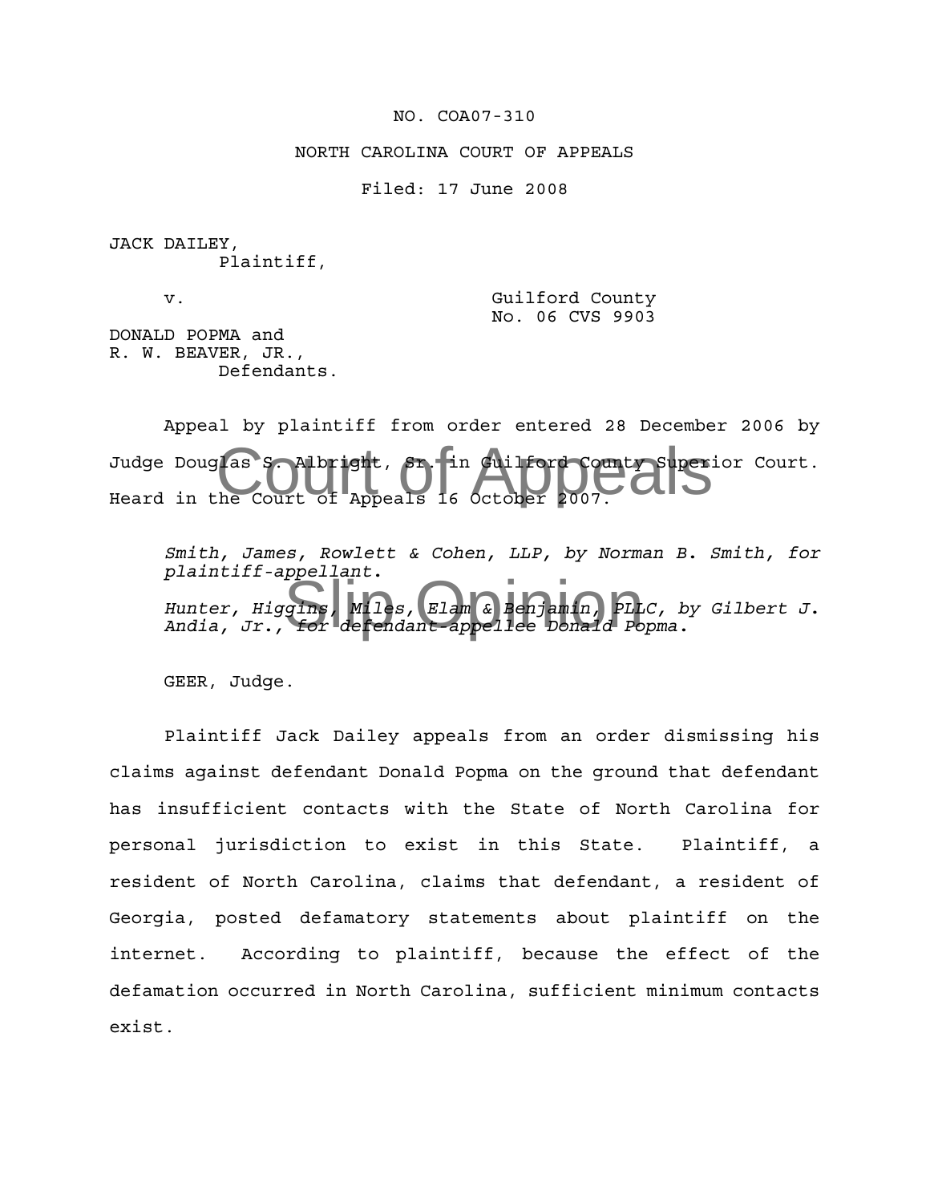NO. COA07-310

NORTH CAROLINA COURT OF APPEALS

Filed: 17 June 2008

JACK DAILEY,
Plaintiff,

v.

Guilford County
No. 06 CVS 9903

DONALD POPMA and
R. W. BEAVER, JR.,
Defendants.

Appeal by plaintiff from order entered 28 December 2006 by Judge Douglas S. Albright, Sr. in Guilford County Superior Court. Heard in the Court of Appeals 16 October 2007.

*Smith, James, Rowlett & Cohen, LLP, by Norman B. Smith, for plaintiff-appellant.*

*Hunter, Higgins, Miles, Elam & Benjamin, PLLC, by Gilbert J. Andia, Jr., for defendant-appellee Donald Popma.*

GEER, Judge.

Plaintiff Jack Dailey appeals from an order dismissing his claims against defendant Donald Popma on the ground that defendant has insufficient contacts with the State of North Carolina for personal jurisdiction to exist in this State. Plaintiff, a resident of North Carolina, claims that defendant, a resident of Georgia, posted defamatory statements about plaintiff on the internet. According to plaintiff, because the effect of the defamation occurred in North Carolina, sufficient minimum contacts exist.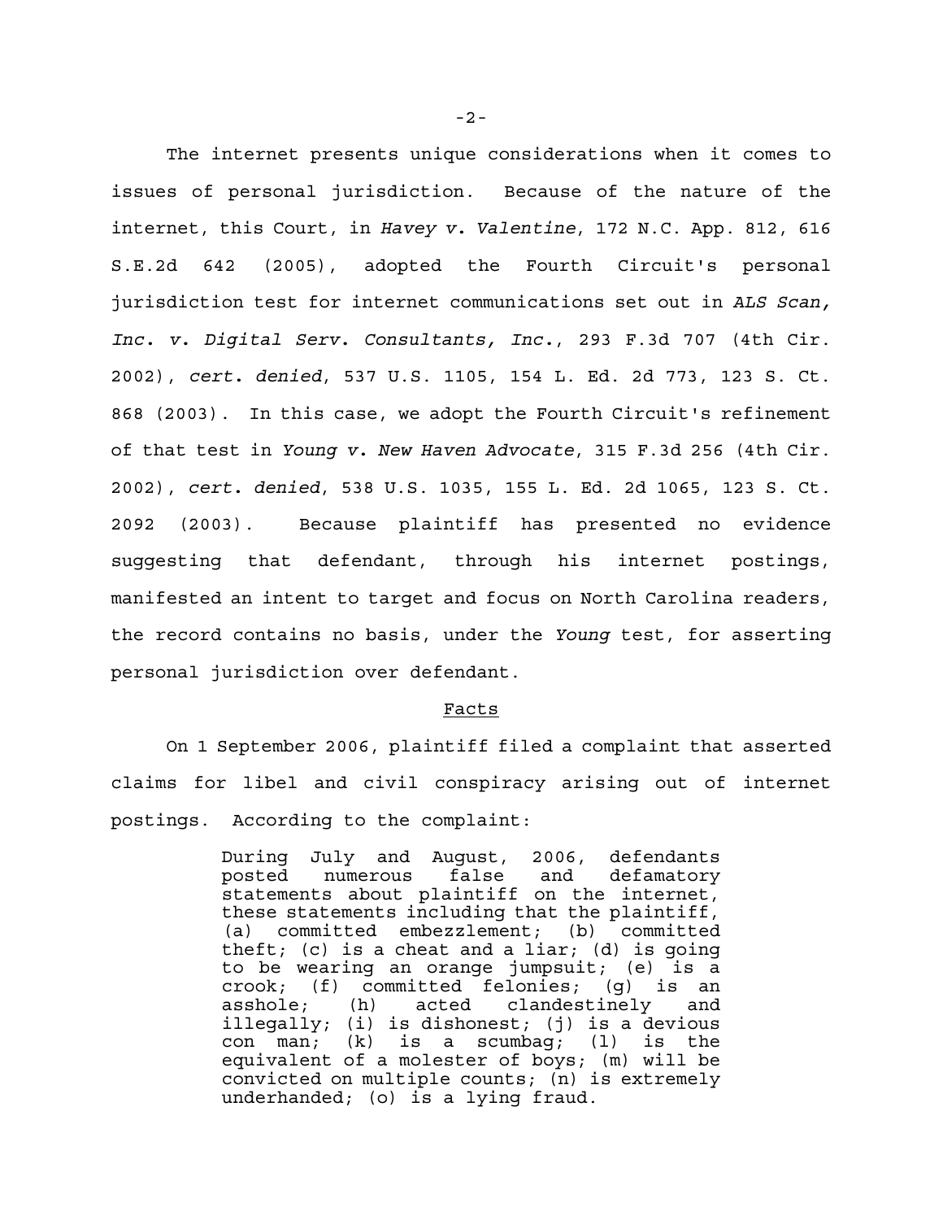The internet presents unique considerations when it comes to issues of personal jurisdiction. Because of the nature of the internet, this Court, in *Havey v. Valentine*, 172 N.C. App. 812, 616 S.E.2d 642 (2005), adopted the Fourth Circuit's personal jurisdiction test for internet communications set out in *ALS Scan, Inc. v. Digital Serv. Consultants, Inc.*, 293 F.3d 707 (4th Cir. 2002), *cert. denied*, 537 U.S. 1105, 154 L. Ed. 2d 773, 123 S. Ct. 868 (2003). In this case, we adopt the Fourth Circuit's refinement of that test in *Young v. New Haven Advocate*, 315 F.3d 256 (4th Cir. 2002), *cert. denied*, 538 U.S. 1035, 155 L. Ed. 2d 1065, 123 S. Ct. 2092 (2003). Because plaintiff has presented no evidence suggesting that defendant, through his internet postings, manifested an intent to target and focus on North Carolina readers, the record contains no basis, under the *Young* test, for asserting personal jurisdiction over defendant.

## Facts

On 1 September 2006, plaintiff filed a complaint that asserted claims for libel and civil conspiracy arising out of internet postings. According to the complaint:

> During July and August, 2006, defendants posted numerous false and defamatory statements about plaintiff on the internet, these statements including that the plaintiff, (a) committed embezzlement; (b) committed theft; (c) is a cheat and a liar; (d) is going to be wearing an orange jumpsuit; (e) is a crook; (f) committed felonies; (g) is an asshole; (h) acted clandestinely and illegally; (i) is dishonest; (j) is a devious con man; (k) is a scumbag; (l) is the equivalent of a molester of boys; (m) will be convicted on multiple counts; (n) is extremely underhanded; (o) is a lying fraud.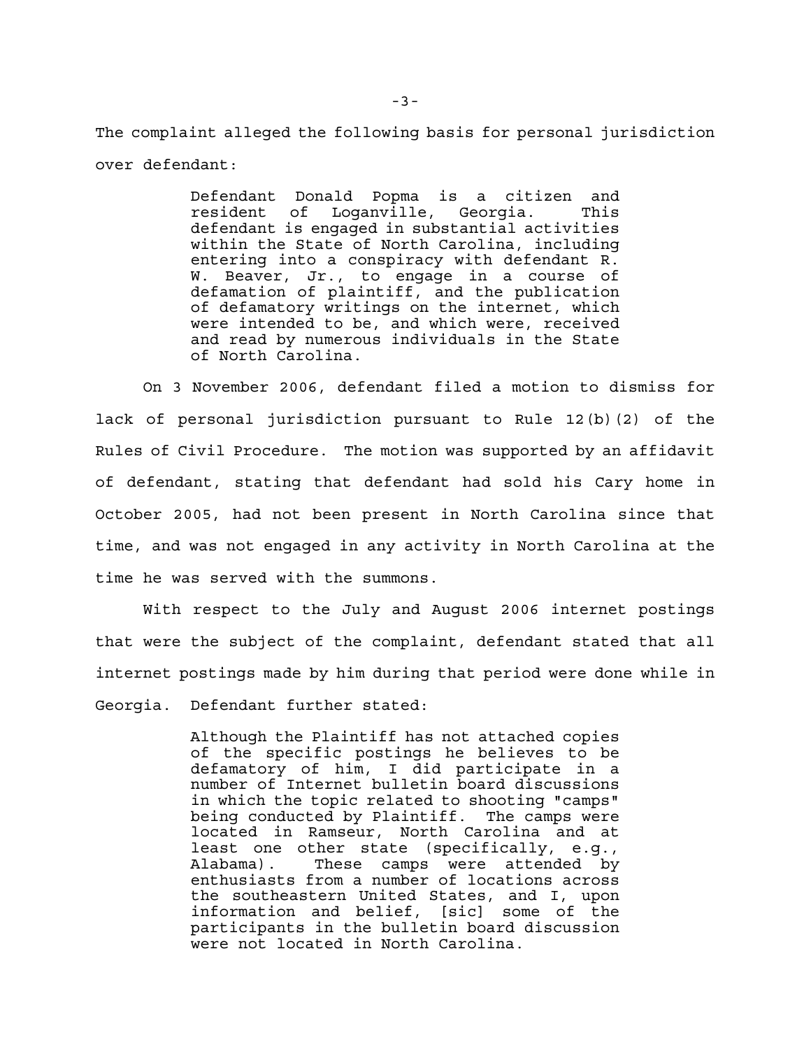The complaint alleged the following basis for personal jurisdiction over defendant:

> Defendant Donald Popma is a citizen and resident of Loganville, Georgia. This defendant is engaged in substantial activities within the State of North Carolina, including entering into a conspiracy with defendant R. W. Beaver, Jr., to engage in a course of defamation of plaintiff, and the publication of defamatory writings on the internet, which were intended to be, and which were, received and read by numerous individuals in the State of North Carolina.

On 3 November 2006, defendant filed a motion to dismiss for lack of personal jurisdiction pursuant to Rule 12(b)(2) of the Rules of Civil Procedure. The motion was supported by an affidavit of defendant, stating that defendant had sold his Cary home in October 2005, had not been present in North Carolina since that time, and was not engaged in any activity in North Carolina at the time he was served with the summons.

With respect to the July and August 2006 internet postings that were the subject of the complaint, defendant stated that all internet postings made by him during that period were done while in Georgia. Defendant further stated:

> Although the Plaintiff has not attached copies of the specific postings he believes to be defamatory of him, I did participate in a number of Internet bulletin board discussions in which the topic related to shooting "camps" being conducted by Plaintiff. The camps were located in Ramseur, North Carolina and at least one other state (specifically, e.g., Alabama). These camps were attended by enthusiasts from a number of locations across the southeastern United States, and I, upon information and belief, [sic] some of the participants in the bulletin board discussion were not located in North Carolina.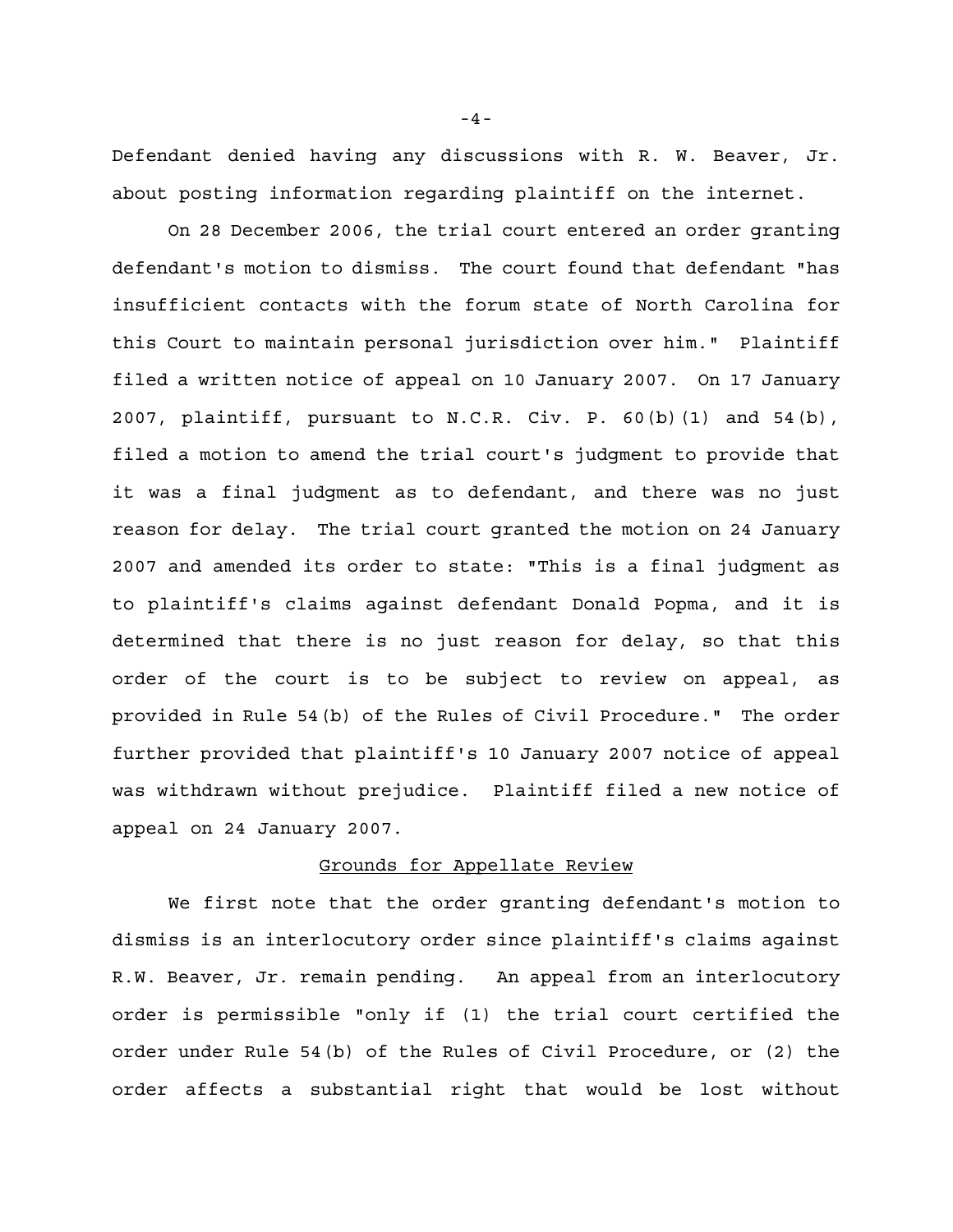Defendant denied having any discussions with R. W. Beaver, Jr. about posting information regarding plaintiff on the internet.

On 28 December 2006, the trial court entered an order granting defendant's motion to dismiss. The court found that defendant "has insufficient contacts with the forum state of North Carolina for this Court to maintain personal jurisdiction over him." Plaintiff filed a written notice of appeal on 10 January 2007. On 17 January 2007, plaintiff, pursuant to N.C.R. Civ. P. 60(b)(1) and 54(b), filed a motion to amend the trial court's judgment to provide that it was a final judgment as to defendant, and there was no just reason for delay. The trial court granted the motion on 24 January 2007 and amended its order to state: "This is a final judgment as to plaintiff's claims against defendant Donald Popma, and it is determined that there is no just reason for delay, so that this order of the court is to be subject to review on appeal, as provided in Rule 54(b) of the Rules of Civil Procedure." The order further provided that plaintiff's 10 January 2007 notice of appeal was withdrawn without prejudice. Plaintiff filed a new notice of appeal on 24 January 2007.

## Grounds for Appellate Review

We first note that the order granting defendant's motion to dismiss is an interlocutory order since plaintiff's claims against R.W. Beaver, Jr. remain pending. An appeal from an interlocutory order is permissible "only if (1) the trial court certified the order under Rule 54(b) of the Rules of Civil Procedure, or (2) the order affects a substantial right that would be lost without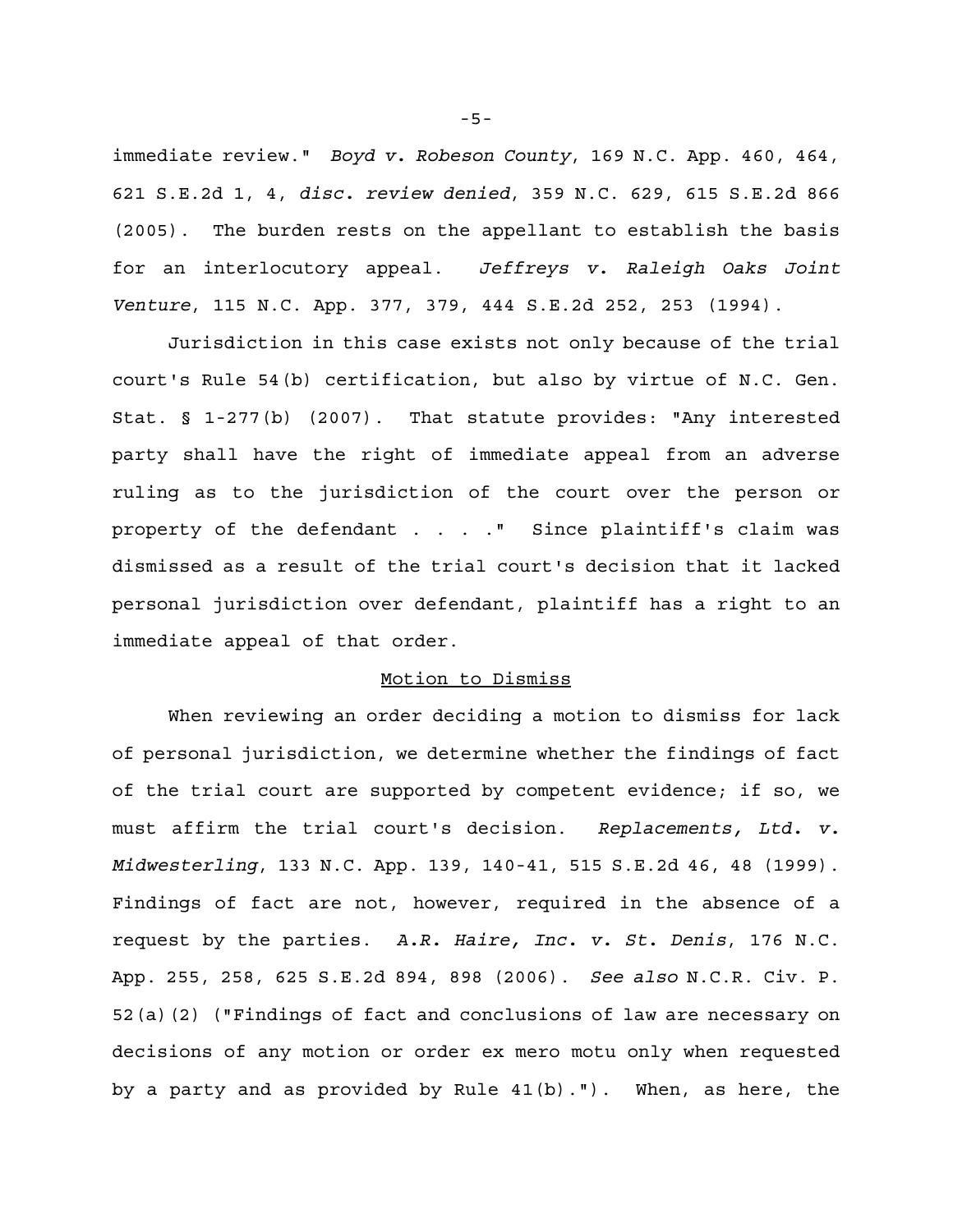immediate review." *Boyd v. Robeson County*, 169 N.C. App. 460, 464, 621 S.E.2d 1, 4, *disc. review denied*, 359 N.C. 629, 615 S.E.2d 866 (2005). The burden rests on the appellant to establish the basis for an interlocutory appeal. *Jeffreys v. Raleigh Oaks Joint Venture*, 115 N.C. App. 377, 379, 444 S.E.2d 252, 253 (1994).

Jurisdiction in this case exists not only because of the trial court's Rule 54(b) certification, but also by virtue of N.C. Gen. Stat. § 1-277(b) (2007). That statute provides: "Any interested party shall have the right of immediate appeal from an adverse ruling as to the jurisdiction of the court over the person or property of the defendant . . . ." Since plaintiff's claim was dismissed as a result of the trial court's decision that it lacked personal jurisdiction over defendant, plaintiff has a right to an immediate appeal of that order.

## Motion to Dismiss

When reviewing an order deciding a motion to dismiss for lack of personal jurisdiction, we determine whether the findings of fact of the trial court are supported by competent evidence; if so, we must affirm the trial court's decision. *Replacements, Ltd. v. Midwesterling*, 133 N.C. App. 139, 140-41, 515 S.E.2d 46, 48 (1999). Findings of fact are not, however, required in the absence of a request by the parties. *A.R. Haire, Inc. v. St. Denis*, 176 N.C. App. 255, 258, 625 S.E.2d 894, 898 (2006). *See also* N.C.R. Civ. P. 52(a)(2) ("Findings of fact and conclusions of law are necessary on decisions of any motion or order ex mero motu only when requested by a party and as provided by Rule 41(b)."). When, as here, the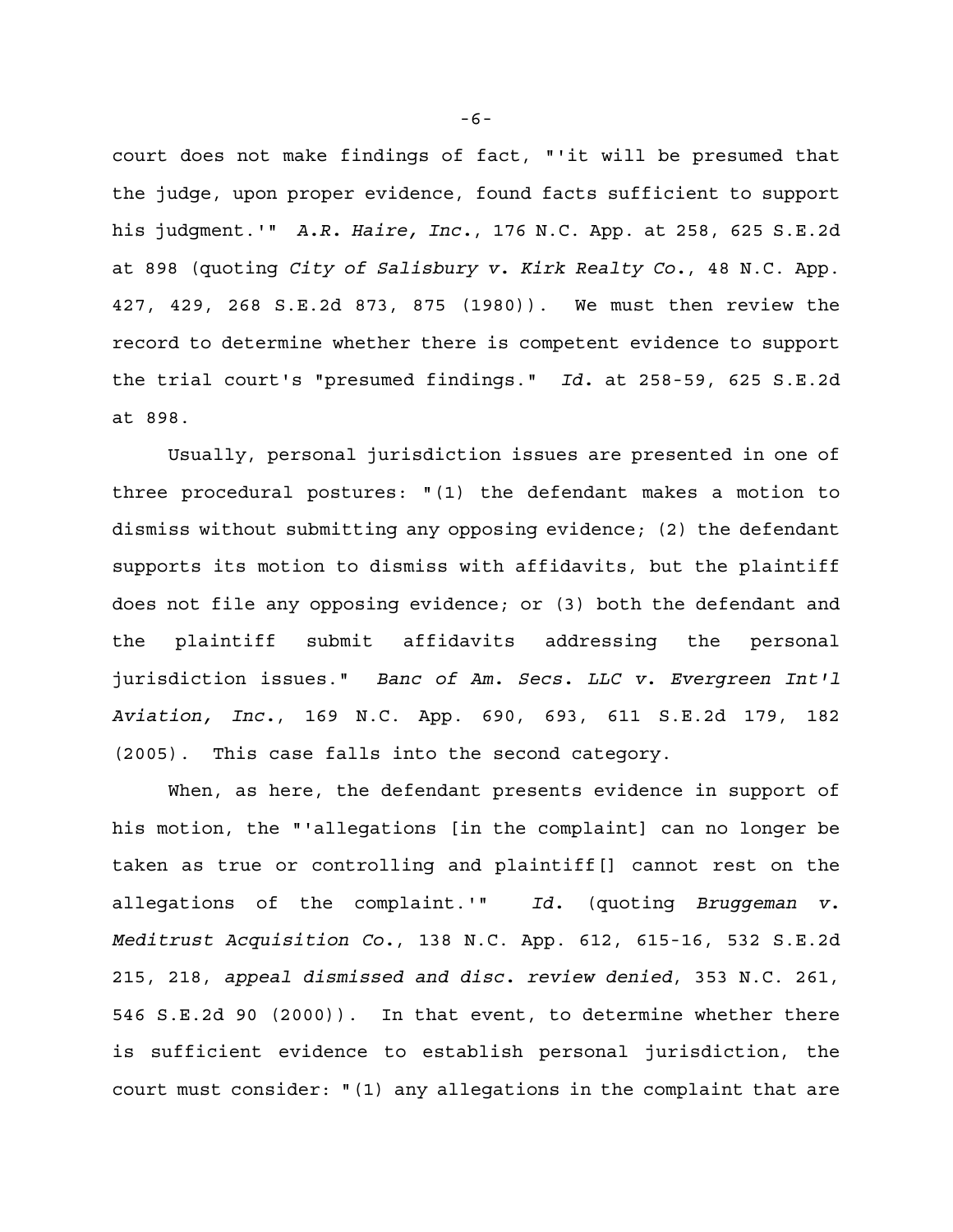court does not make findings of fact, "'it will be presumed that the judge, upon proper evidence, found facts sufficient to support his judgment.'" *A.R. Haire, Inc.*, 176 N.C. App. at 258, 625 S.E.2d at 898 (quoting *City of Salisbury v. Kirk Realty Co.*, 48 N.C. App. 427, 429, 268 S.E.2d 873, 875 (1980)). We must then review the record to determine whether there is competent evidence to support the trial court's "presumed findings." *Id.* at 258-59, 625 S.E.2d at 898.

Usually, personal jurisdiction issues are presented in one of three procedural postures: "(1) the defendant makes a motion to dismiss without submitting any opposing evidence; (2) the defendant supports its motion to dismiss with affidavits, but the plaintiff does not file any opposing evidence; or (3) both the defendant and the plaintiff submit affidavits addressing the personal jurisdiction issues." *Banc of Am. Secs. LLC v. Evergreen Int'l Aviation, Inc.*, 169 N.C. App. 690, 693, 611 S.E.2d 179, 182 (2005). This case falls into the second category.

When, as here, the defendant presents evidence in support of his motion, the "'allegations [in the complaint] can no longer be taken as true or controlling and plaintiff[] cannot rest on the allegations of the complaint.'" *Id.* (quoting *Bruggeman v. Meditrust Acquisition Co.*, 138 N.C. App. 612, 615-16, 532 S.E.2d 215, 218, *appeal dismissed and disc. review denied*, 353 N.C. 261, 546 S.E.2d 90 (2000)). In that event, to determine whether there is sufficient evidence to establish personal jurisdiction, the court must consider: "(1) any allegations in the complaint that are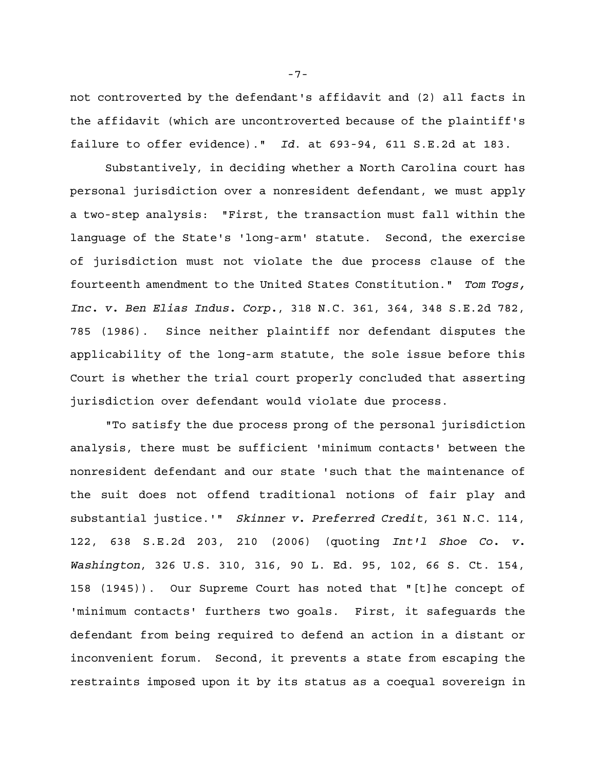not controverted by the defendant's affidavit and (2) all facts in the affidavit (which are uncontroverted because of the plaintiff's failure to offer evidence)." *Id.* at 693-94, 611 S.E.2d at 183.

Substantively, in deciding whether a North Carolina court has personal jurisdiction over a nonresident defendant, we must apply a two-step analysis: "First, the transaction must fall within the language of the State's 'long-arm' statute. Second, the exercise of jurisdiction must not violate the due process clause of the fourteenth amendment to the United States Constitution." *Tom Togs, Inc. v. Ben Elias Indus. Corp.*, 318 N.C. 361, 364, 348 S.E.2d 782, 785 (1986). Since neither plaintiff nor defendant disputes the applicability of the long-arm statute, the sole issue before this Court is whether the trial court properly concluded that asserting jurisdiction over defendant would violate due process.

"To satisfy the due process prong of the personal jurisdiction analysis, there must be sufficient 'minimum contacts' between the nonresident defendant and our state 'such that the maintenance of the suit does not offend traditional notions of fair play and substantial justice.'" *Skinner v. Preferred Credit*, 361 N.C. 114, 122, 638 S.E.2d 203, 210 (2006) (quoting *Int'l Shoe Co. v. Washington*, 326 U.S. 310, 316, 90 L. Ed. 95, 102, 66 S. Ct. 154, 158 (1945)). Our Supreme Court has noted that "[t]he concept of 'minimum contacts' furthers two goals. First, it safeguards the defendant from being required to defend an action in a distant or inconvenient forum. Second, it prevents a state from escaping the restraints imposed upon it by its status as a coequal sovereign in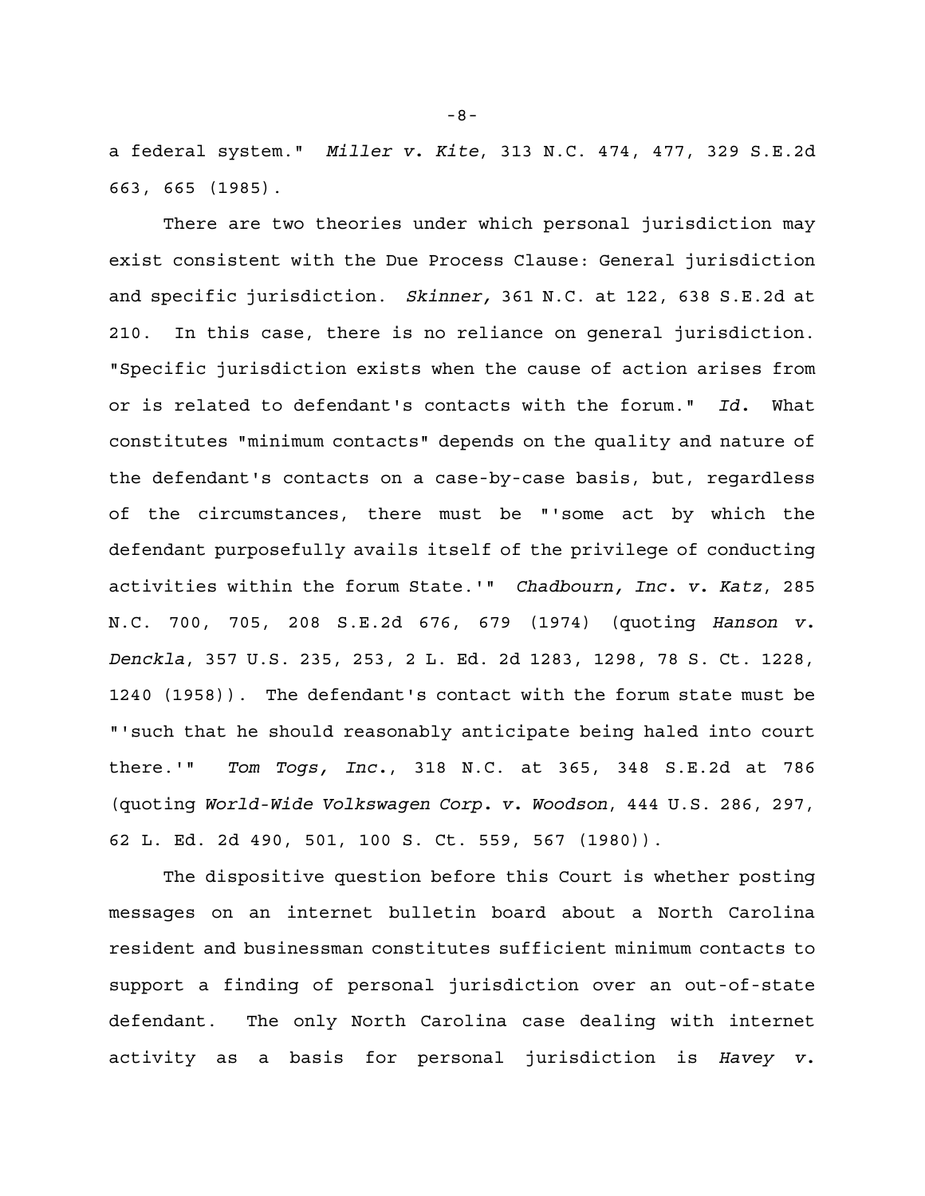a federal system." *Miller v. Kite*, 313 N.C. 474, 477, 329 S.E.2d 663, 665 (1985).

There are two theories under which personal jurisdiction may exist consistent with the Due Process Clause: General jurisdiction and specific jurisdiction. *Skinner,* 361 N.C. at 122, 638 S.E.2d at 210. In this case, there is no reliance on general jurisdiction. "Specific jurisdiction exists when the cause of action arises from or is related to defendant's contacts with the forum." *Id.* What constitutes "minimum contacts" depends on the quality and nature of the defendant's contacts on a case-by-case basis, but, regardless of the circumstances, there must be "'some act by which the defendant purposefully avails itself of the privilege of conducting activities within the forum State.'" *Chadbourn, Inc. v. Katz*, 285 N.C. 700, 705, 208 S.E.2d 676, 679 (1974) (quoting *Hanson v. Denckla*, 357 U.S. 235, 253, 2 L. Ed. 2d 1283, 1298, 78 S. Ct. 1228, 1240 (1958)). The defendant's contact with the forum state must be "'such that he should reasonably anticipate being haled into court there.'" *Tom Togs, Inc.*, 318 N.C. at 365, 348 S.E.2d at 786 (quoting *World-Wide Volkswagen Corp. v. Woodson*, 444 U.S. 286, 297, 62 L. Ed. 2d 490, 501, 100 S. Ct. 559, 567 (1980)).

The dispositive question before this Court is whether posting messages on an internet bulletin board about a North Carolina resident and businessman constitutes sufficient minimum contacts to support a finding of personal jurisdiction over an out-of-state defendant. The only North Carolina case dealing with internet activity as a basis for personal jurisdiction is *Havey v.*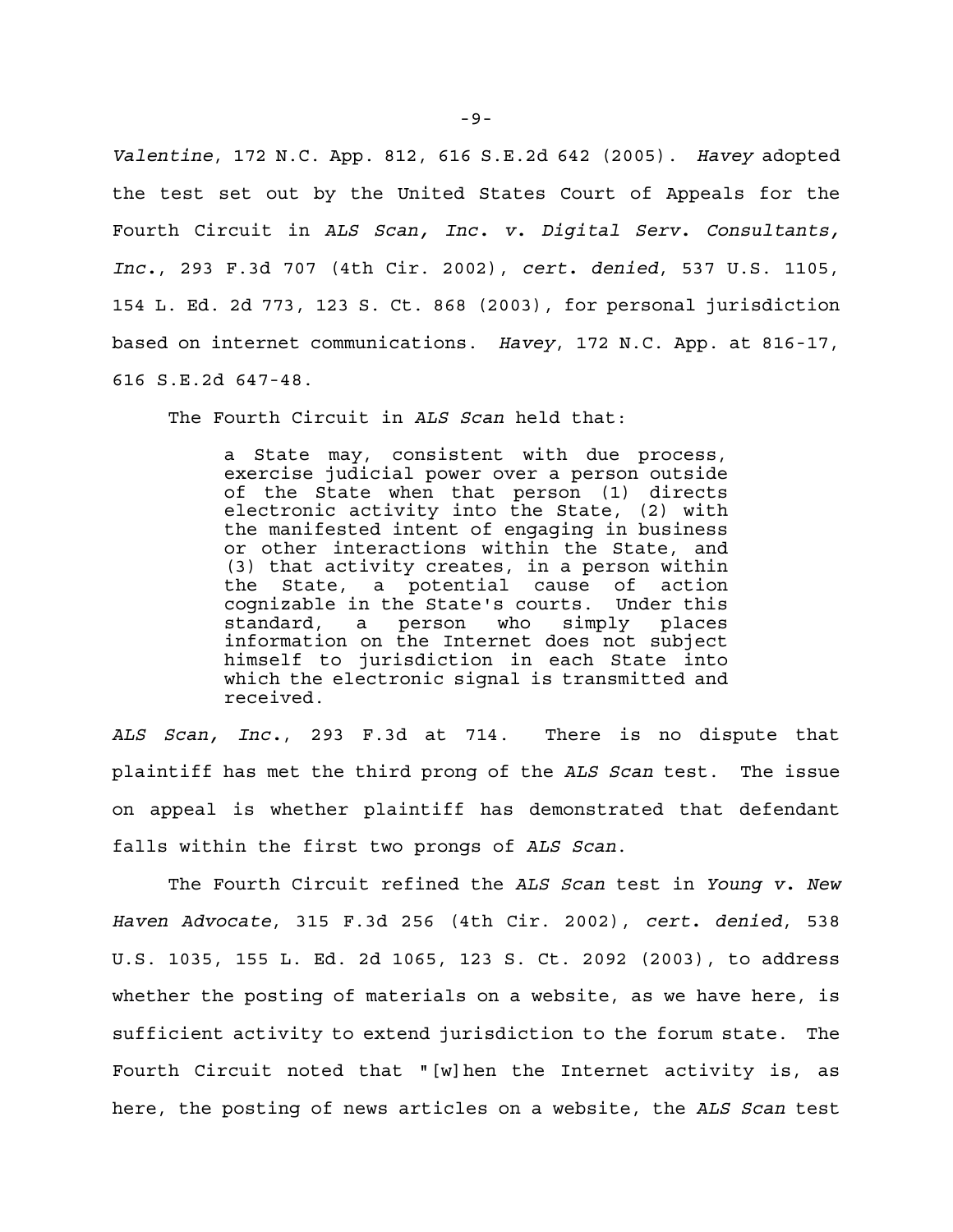*Valentine*, 172 N.C. App. 812, 616 S.E.2d 642 (2005). *Havey* adopted the test set out by the United States Court of Appeals for the Fourth Circuit in *ALS Scan, Inc. v. Digital Serv. Consultants, Inc.*, 293 F.3d 707 (4th Cir. 2002), *cert. denied*, 537 U.S. 1105, 154 L. Ed. 2d 773, 123 S. Ct. 868 (2003), for personal jurisdiction based on internet communications. *Havey*, 172 N.C. App. at 816-17, 616 S.E.2d 647-48.

The Fourth Circuit in *ALS Scan* held that:

> a State may, consistent with due process, exercise judicial power over a person outside of the State when that person (1) directs electronic activity into the State, (2) with the manifested intent of engaging in business or other interactions within the State, and (3) that activity creates, in a person within the State, a potential cause of action cognizable in the State's courts. Under this standard, a person who simply places information on the Internet does not subject himself to jurisdiction in each State into which the electronic signal is transmitted and received.

*ALS Scan, Inc.*, 293 F.3d at 714. There is no dispute that plaintiff has met the third prong of the *ALS Scan* test. The issue on appeal is whether plaintiff has demonstrated that defendant falls within the first two prongs of *ALS Scan*.

The Fourth Circuit refined the *ALS Scan* test in *Young v. New Haven Advocate*, 315 F.3d 256 (4th Cir. 2002), *cert. denied*, 538 U.S. 1035, 155 L. Ed. 2d 1065, 123 S. Ct. 2092 (2003), to address whether the posting of materials on a website, as we have here, is sufficient activity to extend jurisdiction to the forum state. The Fourth Circuit noted that "[w]hen the Internet activity is, as here, the posting of news articles on a website, the *ALS Scan* test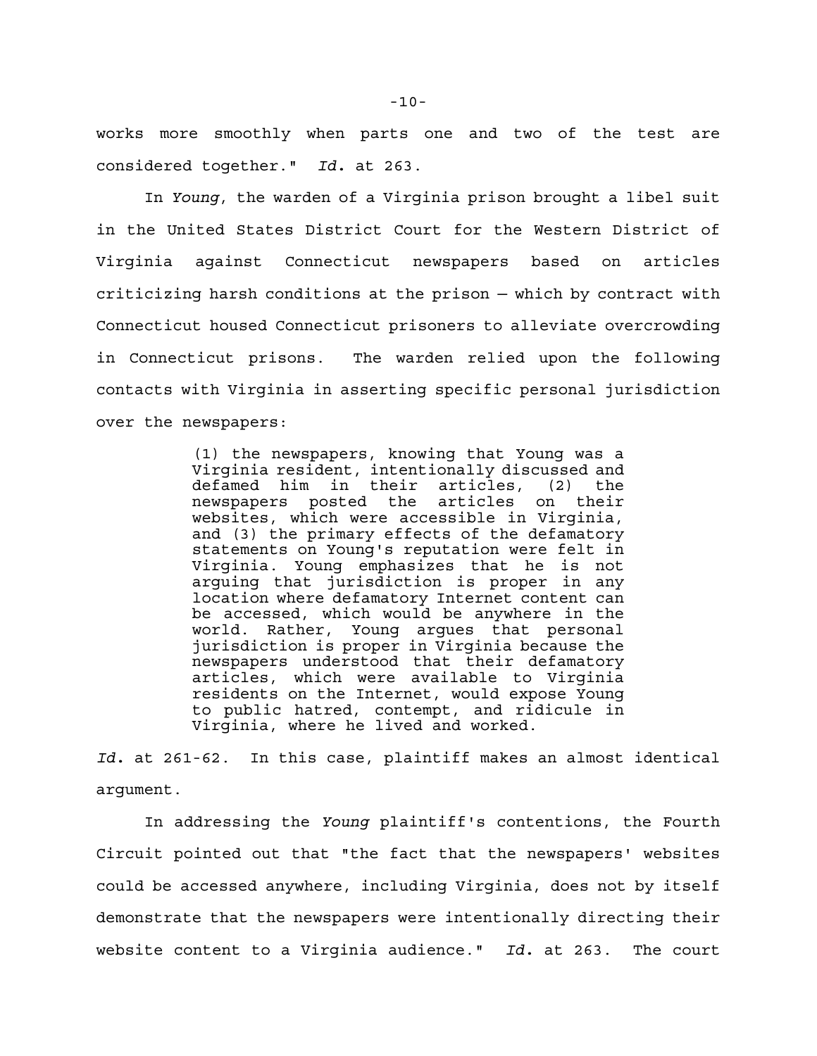works more smoothly when parts one and two of the test are considered together." *Id.* at 263.

In *Young*, the warden of a Virginia prison brought a libel suit in the United States District Court for the Western District of Virginia against Connecticut newspapers based on articles criticizing harsh conditions at the prison — which by contract with Connecticut housed Connecticut prisoners to alleviate overcrowding in Connecticut prisons. The warden relied upon the following contacts with Virginia in asserting specific personal jurisdiction over the newspapers:

> (1) the newspapers, knowing that Young was a Virginia resident, intentionally discussed and defamed him in their articles, (2) the newspapers posted the articles on their websites, which were accessible in Virginia, and (3) the primary effects of the defamatory statements on Young's reputation were felt in Virginia. Young emphasizes that he is not arguing that jurisdiction is proper in any location where defamatory Internet content can be accessed, which would be anywhere in the world. Rather, Young argues that personal jurisdiction is proper in Virginia because the newspapers understood that their defamatory articles, which were available to Virginia residents on the Internet, would expose Young to public hatred, contempt, and ridicule in Virginia, where he lived and worked.

*Id.* at 261-62. In this case, plaintiff makes an almost identical argument.

In addressing the *Young* plaintiff's contentions, the Fourth Circuit pointed out that "the fact that the newspapers' websites could be accessed anywhere, including Virginia, does not by itself demonstrate that the newspapers were intentionally directing their website content to a Virginia audience." *Id.* at 263. The court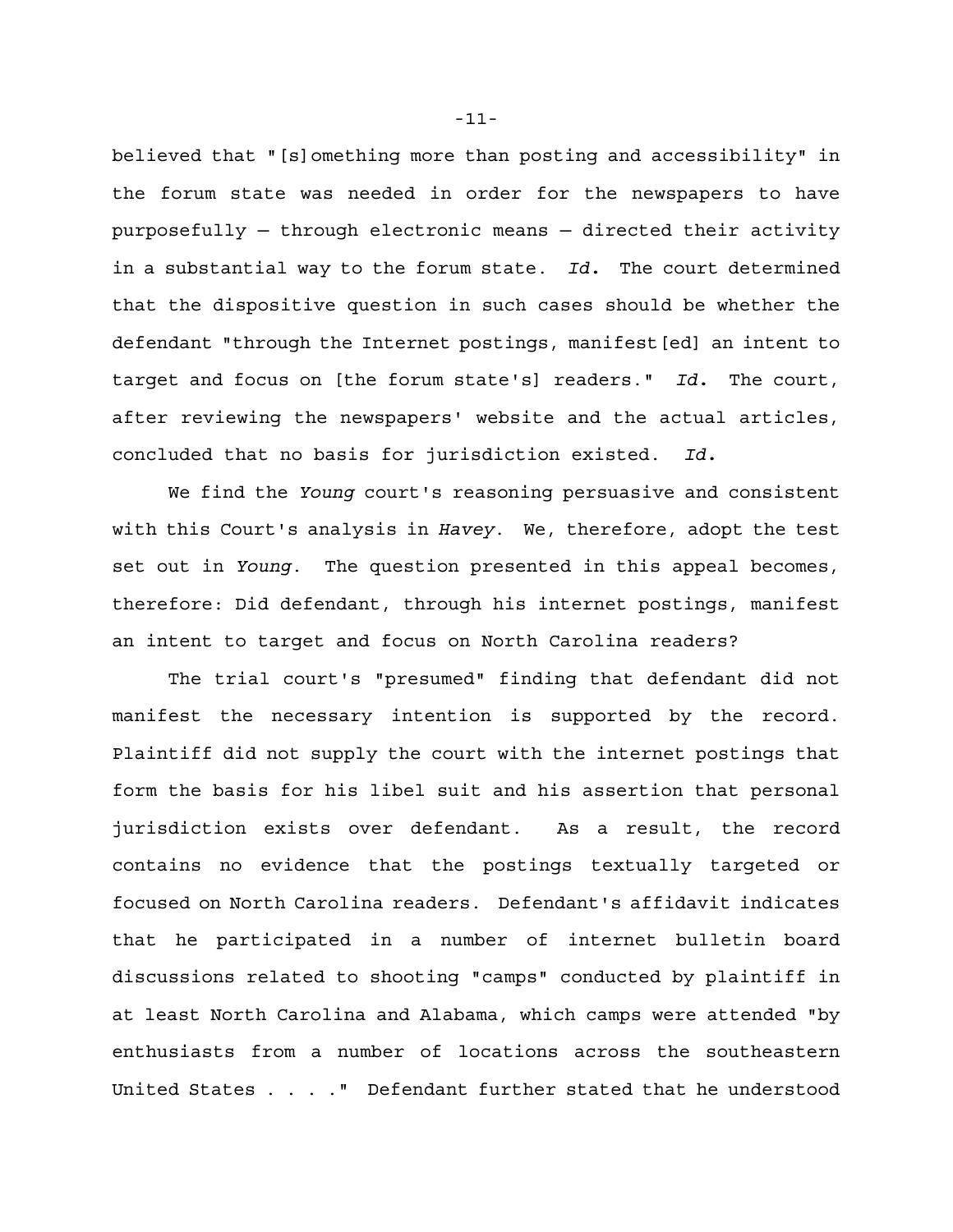believed that "[s]omething more than posting and accessibility" in the forum state was needed in order for the newspapers to have purposefully — through electronic means — directed their activity in a substantial way to the forum state. *Id.* The court determined that the dispositive question in such cases should be whether the defendant "through the Internet postings, manifest[ed] an intent to target and focus on [the forum state's] readers." *Id.* The court, after reviewing the newspapers' website and the actual articles, concluded that no basis for jurisdiction existed. *Id.*

We find the *Young* court's reasoning persuasive and consistent with this Court's analysis in *Havey*. We, therefore, adopt the test set out in *Young*. The question presented in this appeal becomes, therefore: Did defendant, through his internet postings, manifest an intent to target and focus on North Carolina readers?

The trial court's "presumed" finding that defendant did not manifest the necessary intention is supported by the record. Plaintiff did not supply the court with the internet postings that form the basis for his libel suit and his assertion that personal jurisdiction exists over defendant. As a result, the record contains no evidence that the postings textually targeted or focused on North Carolina readers. Defendant's affidavit indicates that he participated in a number of internet bulletin board discussions related to shooting "camps" conducted by plaintiff in at least North Carolina and Alabama, which camps were attended "by enthusiasts from a number of locations across the southeastern United States . . . ." Defendant further stated that he understood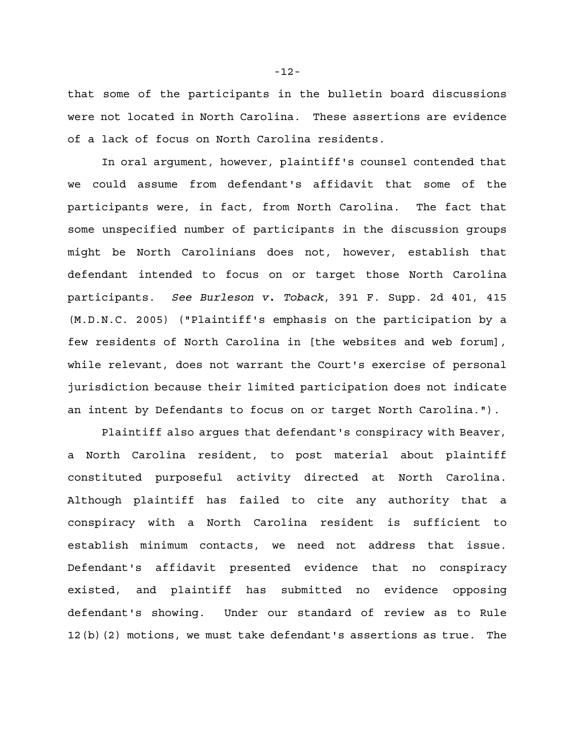that some of the participants in the bulletin board discussions were not located in North Carolina. These assertions are evidence of a lack of focus on North Carolina residents.

In oral argument, however, plaintiff's counsel contended that we could assume from defendant's affidavit that some of the participants were, in fact, from North Carolina. The fact that some unspecified number of participants in the discussion groups might be North Carolinians does not, however, establish that defendant intended to focus on or target those North Carolina participants. *See Burleson v. Toback*, 391 F. Supp. 2d 401, 415 (M.D.N.C. 2005) ("Plaintiff's emphasis on the participation by a few residents of North Carolina in [the websites and web forum], while relevant, does not warrant the Court's exercise of personal jurisdiction because their limited participation does not indicate an intent by Defendants to focus on or target North Carolina.").

Plaintiff also argues that defendant's conspiracy with Beaver, a North Carolina resident, to post material about plaintiff constituted purposeful activity directed at North Carolina. Although plaintiff has failed to cite any authority that a conspiracy with a North Carolina resident is sufficient to establish minimum contacts, we need not address that issue. Defendant's affidavit presented evidence that no conspiracy existed, and plaintiff has submitted no evidence opposing defendant's showing. Under our standard of review as to Rule 12(b)(2) motions, we must take defendant's assertions as true. The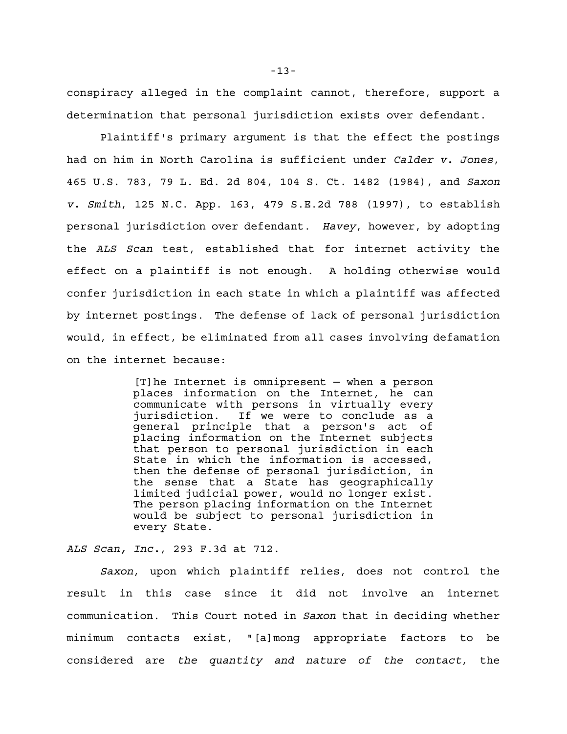conspiracy alleged in the complaint cannot, therefore, support a determination that personal jurisdiction exists over defendant.

Plaintiff's primary argument is that the effect the postings had on him in North Carolina is sufficient under *Calder v. Jones*, 465 U.S. 783, 79 L. Ed. 2d 804, 104 S. Ct. 1482 (1984), and *Saxon v. Smith*, 125 N.C. App. 163, 479 S.E.2d 788 (1997), to establish personal jurisdiction over defendant. *Havey*, however, by adopting the *ALS Scan* test, established that for internet activity the effect on a plaintiff is not enough. A holding otherwise would confer jurisdiction in each state in which a plaintiff was affected by internet postings. The defense of lack of personal jurisdiction would, in effect, be eliminated from all cases involving defamation on the internet because:

> [T]he Internet is omnipresent — when a person places information on the Internet, he can communicate with persons in virtually every jurisdiction. If we were to conclude as a general principle that a person's act of placing information on the Internet subjects that person to personal jurisdiction in each State in which the information is accessed, then the defense of personal jurisdiction, in the sense that a State has geographically limited judicial power, would no longer exist. The person placing information on the Internet would be subject to personal jurisdiction in every State.

*ALS Scan, Inc.*, 293 F.3d at 712.

*Saxon*, upon which plaintiff relies, does not control the result in this case since it did not involve an internet communication. This Court noted in *Saxon* that in deciding whether minimum contacts exist, "[a]mong appropriate factors to be considered are *the quantity and nature of the contact*, the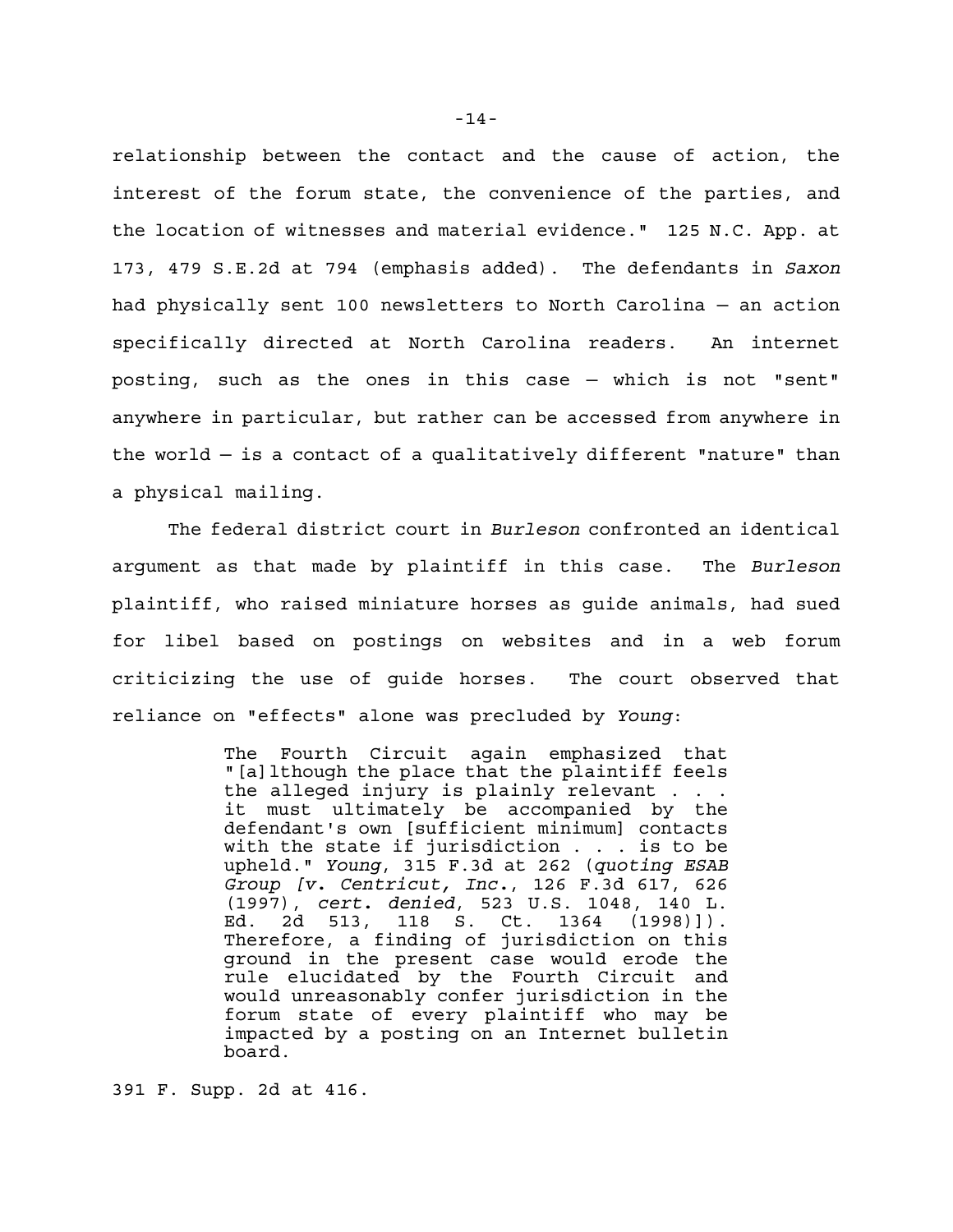relationship between the contact and the cause of action, the interest of the forum state, the convenience of the parties, and the location of witnesses and material evidence." 125 N.C. App. at 173, 479 S.E.2d at 794 (emphasis added). The defendants in *Saxon* had physically sent 100 newsletters to North Carolina — an action specifically directed at North Carolina readers. An internet posting, such as the ones in this case — which is not "sent" anywhere in particular, but rather can be accessed from anywhere in the world — is a contact of a qualitatively different "nature" than a physical mailing.

The federal district court in *Burleson* confronted an identical argument as that made by plaintiff in this case. The *Burleson* plaintiff, who raised miniature horses as guide animals, had sued for libel based on postings on websites and in a web forum criticizing the use of guide horses. The court observed that reliance on "effects" alone was precluded by *Young*:

> The Fourth Circuit again emphasized that "[a]lthough the place that the plaintiff feels the alleged injury is plainly relevant . . . it must ultimately be accompanied by the defendant's own [sufficient minimum] contacts with the state if jurisdiction . . . is to be upheld." *Young*, 315 F.3d at 262 (*quoting ESAB Group [v. Centricut, Inc.*, 126 F.3d 617, 626 (1997), *cert. denied*, 523 U.S. 1048, 140 L. Ed. 2d 513, 118 S. Ct. 1364 (1998)]). Therefore, a finding of jurisdiction on this ground in the present case would erode the rule elucidated by the Fourth Circuit and would unreasonably confer jurisdiction in the forum state of every plaintiff who may be impacted by a posting on an Internet bulletin board.

391 F. Supp. 2d at 416.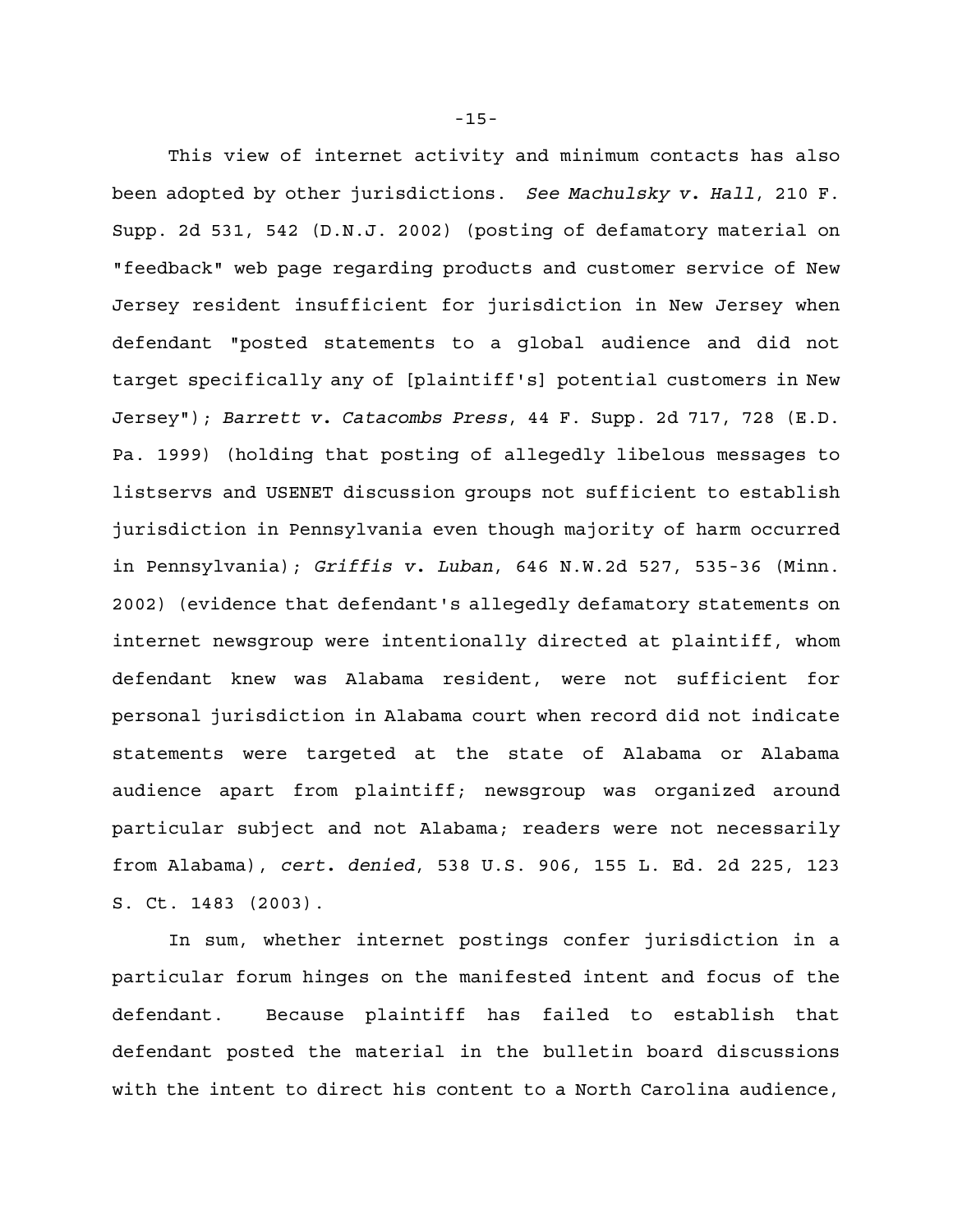This view of internet activity and minimum contacts has also been adopted by other jurisdictions. *See Machulsky v. Hall*, 210 F. Supp. 2d 531, 542 (D.N.J. 2002) (posting of defamatory material on "feedback" web page regarding products and customer service of New Jersey resident insufficient for jurisdiction in New Jersey when defendant "posted statements to a global audience and did not target specifically any of [plaintiff's] potential customers in New Jersey"); *Barrett v. Catacombs Press*, 44 F. Supp. 2d 717, 728 (E.D. Pa. 1999) (holding that posting of allegedly libelous messages to listservs and USENET discussion groups not sufficient to establish jurisdiction in Pennsylvania even though majority of harm occurred in Pennsylvania); *Griffis v. Luban*, 646 N.W.2d 527, 535-36 (Minn. 2002) (evidence that defendant's allegedly defamatory statements on internet newsgroup were intentionally directed at plaintiff, whom defendant knew was Alabama resident, were not sufficient for personal jurisdiction in Alabama court when record did not indicate statements were targeted at the state of Alabama or Alabama audience apart from plaintiff; newsgroup was organized around particular subject and not Alabama; readers were not necessarily from Alabama), *cert. denied*, 538 U.S. 906, 155 L. Ed. 2d 225, 123 S. Ct. 1483 (2003).

In sum, whether internet postings confer jurisdiction in a particular forum hinges on the manifested intent and focus of the defendant. Because plaintiff has failed to establish that defendant posted the material in the bulletin board discussions with the intent to direct his content to a North Carolina audience,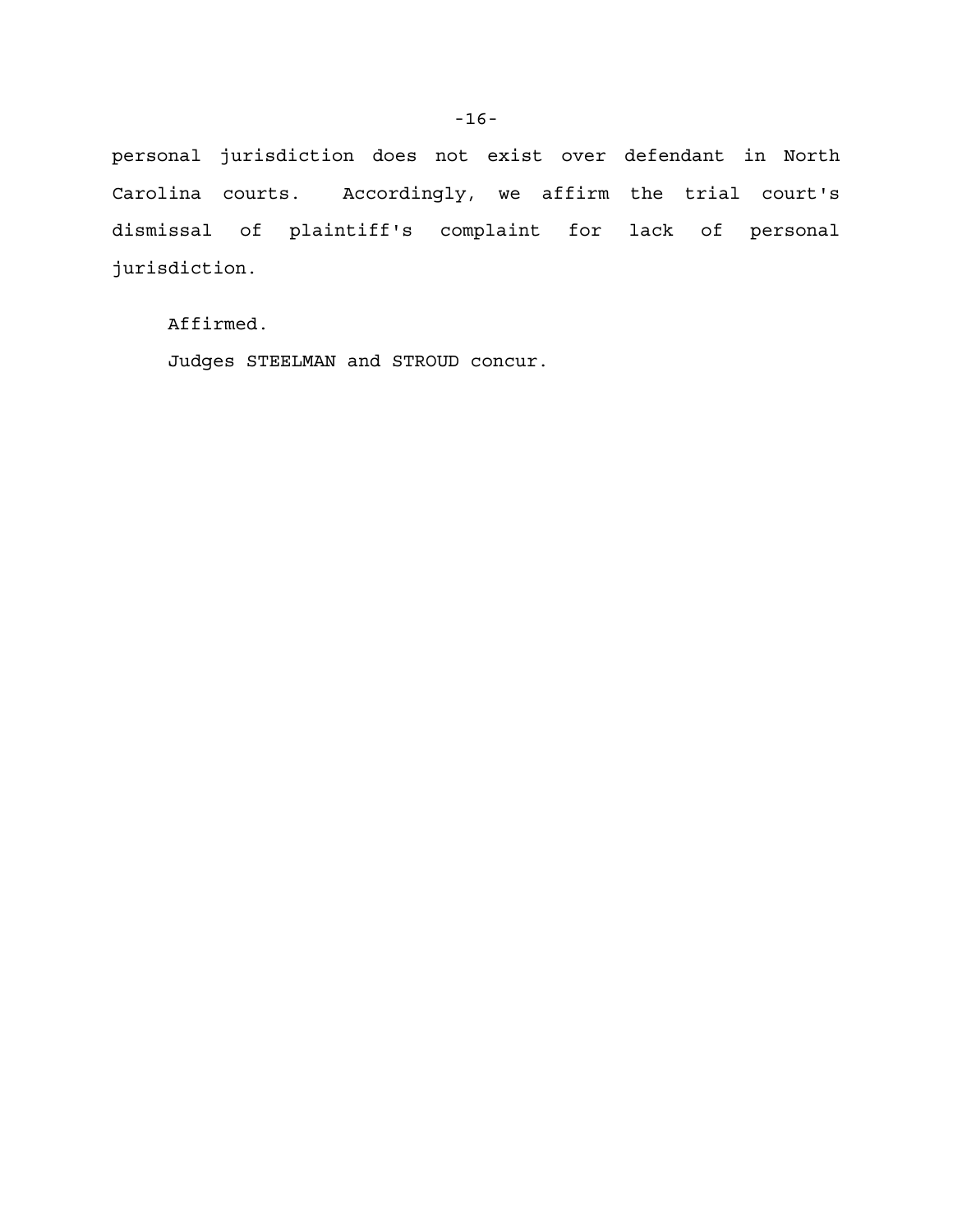personal jurisdiction does not exist over defendant in North Carolina courts. Accordingly, we affirm the trial court's dismissal of plaintiff's complaint for lack of personal jurisdiction.

Affirmed.

Judges STEELMAN and STROUD concur.